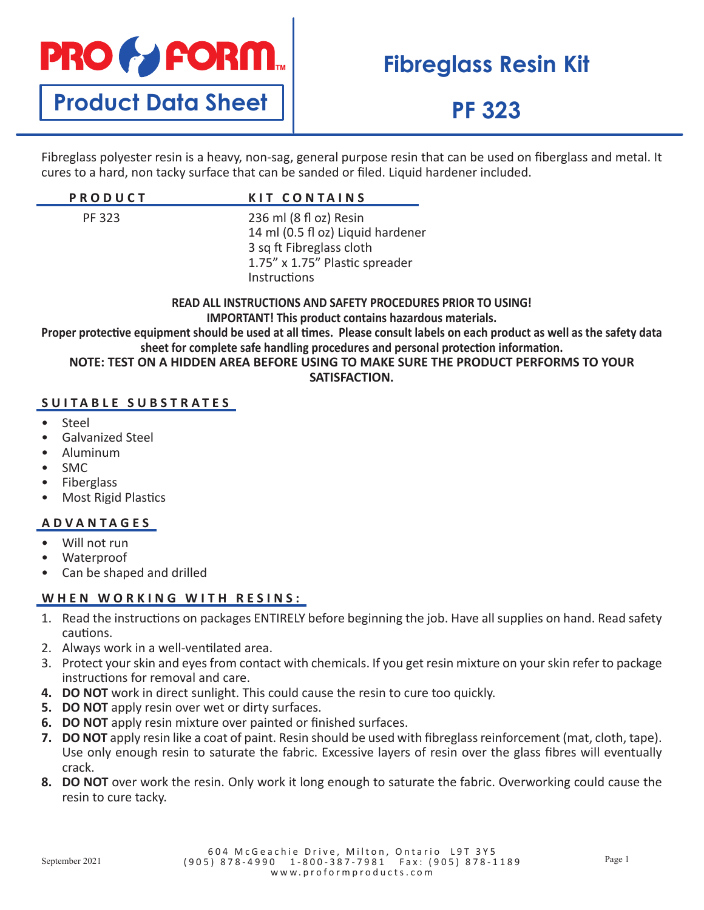PRO FORM

**Product Data Sheet**

# Fibreglass Resin Kit

# PF 323

Fibreglass polyester resin is a heavy, non-sag, general purpose resin that can be used on fiberglass and metal. It cures to a hard, non tacky surface that can be sanded or filed. Liquid hardener included.

| PRODUCT | KIT CONTAINS |
|---|---|
| PF 323 | 236 ml (8 fl oz) Resin<br>14 ml (0.5 fl oz) Liquid hardener<br>3 sq ft Fibreglass cloth<br>1.75” x 1.75” Plastic spreader<br>Instructions |

**READ ALL INSTRUCTIONS AND SAFETY PROCEDURES PRIOR TO USING!**
**IMPORTANT! This product contains hazardous materials.**
**Proper protective equipment should be used at all times. Please consult labels on each product as well as the safety data sheet for complete safe handling procedures and personal protection information.**
**NOTE: TEST ON A HIDDEN AREA BEFORE USING TO MAKE SURE THE PRODUCT PERFORMS TO YOUR SATISFACTION.**

## SUITABLE SUBSTRATES

- Steel
- Galvanized Steel
- Aluminum
- SMC
- Fiberglass
- Most Rigid Plastics

## ADVANTAGES

- Will not run
- Waterproof
- Can be shaped and drilled

## WHEN WORKING WITH RESINS:

1. Read the instructions on packages ENTIRELY before beginning the job. Have all supplies on hand. Read safety cautions.
2. Always work in a well-ventilated area.
3. Protect your skin and eyes from contact with chemicals. If you get resin mixture on your skin refer to package instructions for removal and care.
4. **DO NOT** work in direct sunlight. This could cause the resin to cure too quickly.
5. **DO NOT** apply resin over wet or dirty surfaces.
6. **DO NOT** apply resin mixture over painted or finished surfaces.
7. **DO NOT** apply resin like a coat of paint. Resin should be used with fibreglass reinforcement (mat, cloth, tape). Use only enough resin to saturate the fabric. Excessive layers of resin over the glass fibres will eventually crack.
8. **DO NOT** over work the resin. Only work it long enough to saturate the fabric. Overworking could cause the resin to cure tacky.

September 2021

604 McGeachie Drive, Milton, Ontario L9T 3Y5
(905) 878-4990 1-800-387-7981 Fax: (905) 878-1189
www.proformproducts.com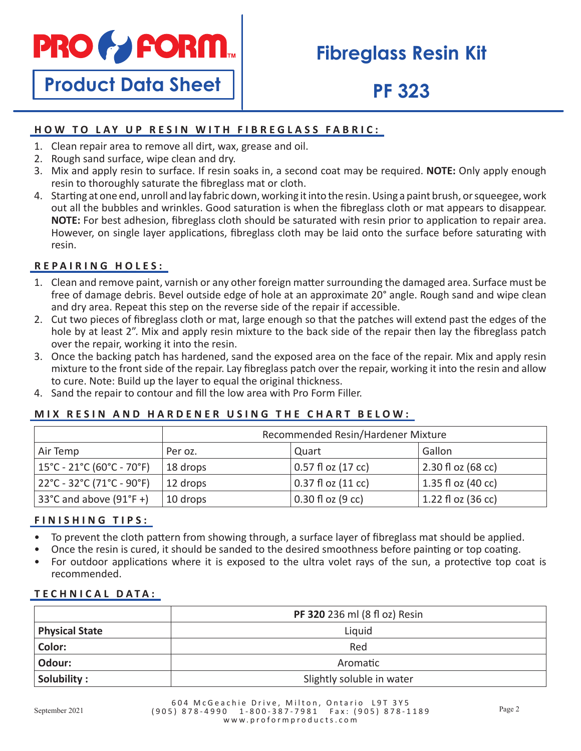# PRO FORM

**Product Data Sheet**

# Fibreglass Resin Kit

# PF 323

## HOW TO LAY UP RESIN WITH FIBREGLASS FABRIC:

1. Clean repair area to remove all dirt, wax, grease and oil.
2. Rough sand surface, wipe clean and dry.
3. Mix and apply resin to surface. If resin soaks in, a second coat may be required. **NOTE:** Only apply enough resin to thoroughly saturate the fibreglass mat or cloth.
4. Starting at one end, unroll and lay fabric down, working it into the resin. Using a paint brush, or squeegee, work out all the bubbles and wrinkles. Good saturation is when the fibreglass cloth or mat appears to disappear. **NOTE:** For best adhesion, fibreglass cloth should be saturated with resin prior to application to repair area. However, on single layer applications, fibreglass cloth may be laid onto the surface before saturating with resin.

## REPAIRING HOLES:

1. Clean and remove paint, varnish or any other foreign matter surrounding the damaged area. Surface must be free of damage debris. Bevel outside edge of hole at an approximate 20° angle. Rough sand and wipe clean and dry area. Repeat this step on the reverse side of the repair if accessible.
2. Cut two pieces of fibreglass cloth or mat, large enough so that the patches will extend past the edges of the hole by at least 2". Mix and apply resin mixture to the back side of the repair then lay the fibreglass patch over the repair, working it into the resin.
3. Once the backing patch has hardened, sand the exposed area on the face of the repair. Mix and apply resin mixture to the front side of the repair. Lay fibreglass patch over the repair, working it into the resin and allow to cure. Note: Build up the layer to equal the original thickness.
4. Sand the repair to contour and fill the low area with Pro Form Filler.

## MIX RESIN AND HARDENER USING THE CHART BELOW:

| | Recommended Resin/Hardener Mixture | | |
|---|---|---|---|
| Air Temp | Per oz. | Quart | Gallon |
| 15°C - 21°C (60°C - 70°F) | 18 drops | 0.57 fl oz (17 cc) | 2.30 fl oz (68 cc) |
| 22°C - 32°C (71°C - 90°F) | 12 drops | 0.37 fl oz (11 cc) | 1.35 fl oz (40 cc) |
| 33°C and above (91°F +) | 10 drops | 0.30 fl oz (9 cc) | 1.22 fl oz (36 cc) |

## FINISHING TIPS:

- To prevent the cloth pattern from showing through, a surface layer of fibreglass mat should be applied.
- Once the resin is cured, it should be sanded to the desired smoothness before painting or top coating.
- For outdoor applications where it is exposed to the ultra volet rays of the sun, a protective top coat is recommended.

## TECHNICAL DATA:

| | **PF 320** 236 ml (8 fl oz) Resin |
|---|---|
| **Physical State** | Liquid |
| **Color:** | Red |
| **Odour:** | Aromatic |
| **Solubility :** | Slightly soluble in water |

September 2021

604 McGeachie Drive, Milton, Ontario L9T 3Y5
(905) 878-4990 1-800-387-7981 Fax: (905) 878-1189
www.proformproducts.com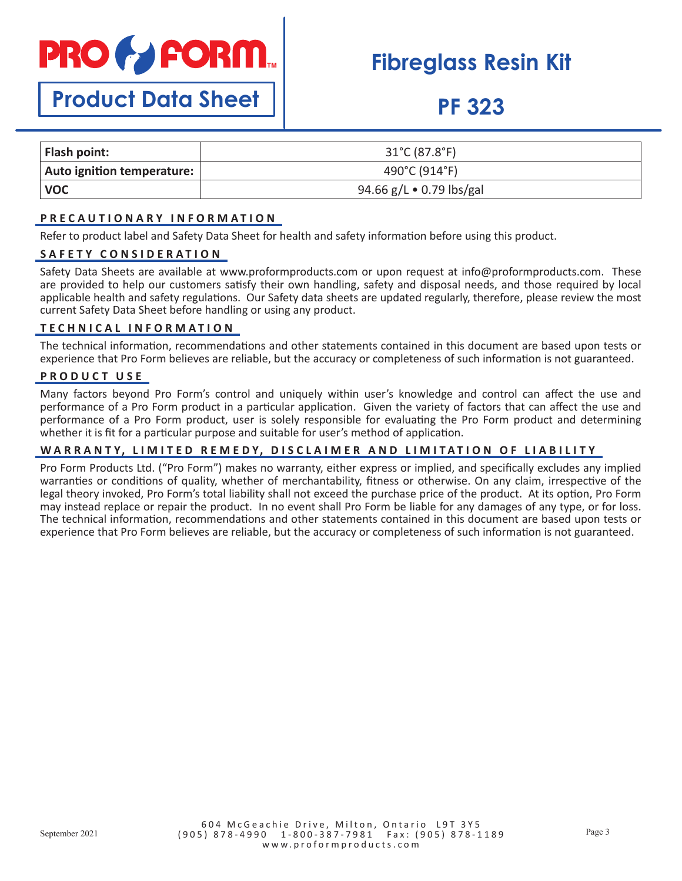# Product Data Sheet

# Fibreglass Resin Kit

## PF 323

| | |
|---|---|
| **Flash point:** | 31°C (87.8°F) |
| **Auto ignition temperature:** | 490°C (914°F) |
| **VOC** | 94.66 g/L • 0.79 lbs/gal |

### PRECAUTIONARY INFORMATION

Refer to product label and Safety Data Sheet for health and safety information before using this product.

### SAFETY CONSIDERATION

Safety Data Sheets are available at www.proformproducts.com or upon request at info@proformproducts.com. These are provided to help our customers satisfy their own handling, safety and disposal needs, and those required by local applicable health and safety regulations. Our Safety data sheets are updated regularly, therefore, please review the most current Safety Data Sheet before handling or using any product.

### TECHNICAL INFORMATION

The technical information, recommendations and other statements contained in this document are based upon tests or experience that Pro Form believes are reliable, but the accuracy or completeness of such information is not guaranteed.

### PRODUCT USE

Many factors beyond Pro Form's control and uniquely within user's knowledge and control can affect the use and performance of a Pro Form product in a particular application. Given the variety of factors that can affect the use and performance of a Pro Form product, user is solely responsible for evaluating the Pro Form product and determining whether it is fit for a particular purpose and suitable for user's method of application.

### WARRANTY, LIMITED REMEDY, DISCLAIMER AND LIMITATION OF LIABILITY

Pro Form Products Ltd. ("Pro Form") makes no warranty, either express or implied, and specifically excludes any implied warranties or conditions of quality, whether of merchantability, fitness or otherwise. On any claim, irrespective of the legal theory invoked, Pro Form's total liability shall not exceed the purchase price of the product. At its option, Pro Form may instead replace or repair the product. In no event shall Pro Form be liable for any damages of any type, or for loss. The technical information, recommendations and other statements contained in this document are based upon tests or experience that Pro Form believes are reliable, but the accuracy or completeness of such information is not guaranteed.

September 2021

604 McGeachie Drive, Milton, Ontario L9T 3Y5
(905) 878-4990 1-800-387-7981 Fax: (905) 878-1189
www.proformproducts.com